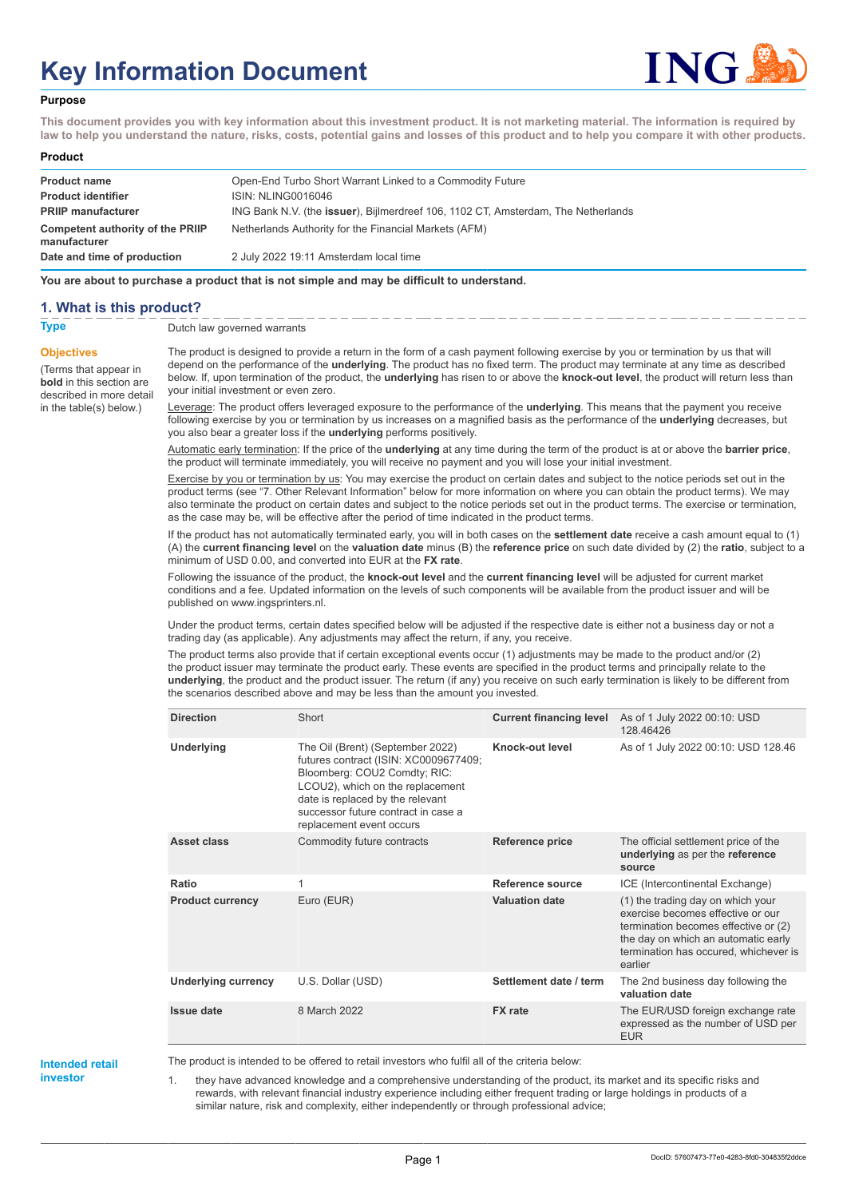# Key Information Document

## Purpose

**This document provides you with key information about this investment product. It is not marketing material. The information is required by law to help you understand the nature, risks, costs, potential gains and losses of this product and to help you compare it with other products.**

## Product

| | |
|---|---|
| **Product name** | Open-End Turbo Short Warrant Linked to a Commodity Future |
| **Product identifier** | ISIN: NLING0016046 |
| **PRIIP manufacturer** | ING Bank N.V. (the **issuer**), Bijlmerdreef 106, 1102 CT, Amsterdam, The Netherlands |
| **Competent authority of the PRIIP manufacturer** | Netherlands Authority for the Financial Markets (AFM) |
| **Date and time of production** | 2 July 2022 19:11 Amsterdam local time |

**You are about to purchase a product that is not simple and may be difficult to understand.**

## 1. What is this product?

**Type**

Dutch law governed warrants

**Objectives**

(Terms that appear in **bold** in this section are described in more detail in the table(s) below.)

The product is designed to provide a return in the form of a cash payment following exercise by you or termination by us that will depend on the performance of the **underlying**. The product has no fixed term. The product may terminate at any time as described below. If, upon termination of the product, the **underlying** has risen to or above the **knock-out level**, the product will return less than your initial investment or even zero.

Leverage: The product offers leveraged exposure to the performance of the **underlying**. This means that the payment you receive following exercise by you or termination by us increases on a magnified basis as the performance of the **underlying** decreases, but you also bear a greater loss if the **underlying** performs positively.

Automatic early termination: If the price of the **underlying** at any time during the term of the product is at or above the **barrier price**, the product will terminate immediately, you will receive no payment and you will lose your initial investment.

Exercise by you or termination by us: You may exercise the product on certain dates and subject to the notice periods set out in the product terms (see "7. Other Relevant Information" below for more information on where you can obtain the product terms). We may also terminate the product on certain dates and subject to the notice periods set out in the product terms. The exercise or termination, as the case may be, will be effective after the period of time indicated in the product terms.

If the product has not automatically terminated early, you will in both cases on the **settlement date** receive a cash amount equal to (1) (A) the **current financing level** on the **valuation date** minus (B) the **reference price** on such date divided by (2) the **ratio**, subject to a minimum of USD 0.00, and converted into EUR at the **FX rate**.

Following the issuance of the product, the **knock-out level** and the **current financing level** will be adjusted for current market conditions and a fee. Updated information on the levels of such components will be available from the product issuer and will be published on www.ingsprinters.nl.

Under the product terms, certain dates specified below will be adjusted if the respective date is either not a business day or not a trading day (as applicable). Any adjustments may affect the return, if any, you receive.

The product terms also provide that if certain exceptional events occur (1) adjustments may be made to the product and/or (2) the product issuer may terminate the product early. These events are specified in the product terms and principally relate to the **underlying**, the product and the product issuer. The return (if any) you receive on such early termination is likely to be different from the scenarios described above and may be less than the amount you invested.

| | | | |
|---|---|---|---|
| **Direction** | Short | **Current financing level** | As of 1 July 2022 00:10: USD 128.46426 |
| **Underlying** | The Oil (Brent) (September 2022) futures contract (ISIN: XC0009677409; Bloomberg: COU2 Comdty; RIC: LCOU2), which on the replacement date is replaced by the relevant successor future contract in case a replacement event occurs | **Knock-out level** | As of 1 July 2022 00:10: USD 128.46 |
| **Asset class** | Commodity future contracts | **Reference price** | The official settlement price of the **underlying** as per the **reference source** |
| **Ratio** | 1 | **Reference source** | ICE (Intercontinental Exchange) |
| **Product currency** | Euro (EUR) | **Valuation date** | (1) the trading day on which your exercise becomes effective or our termination becomes effective or (2) the day on which an automatic early termination has occured, whichever is earlier |
| **Underlying currency** | U.S. Dollar (USD) | **Settlement date / term** | The 2nd business day following the **valuation date** |
| **Issue date** | 8 March 2022 | **FX rate** | The EUR/USD foreign exchange rate expressed as the number of USD per EUR |

**Intended retail investor**

The product is intended to be offered to retail investors who fulfil all of the criteria below:

1. they have advanced knowledge and a comprehensive understanding of the product, its market and its specific risks and rewards, with relevant financial industry experience including either frequent trading or large holdings in products of a similar nature, risk and complexity, either independently or through professional advice;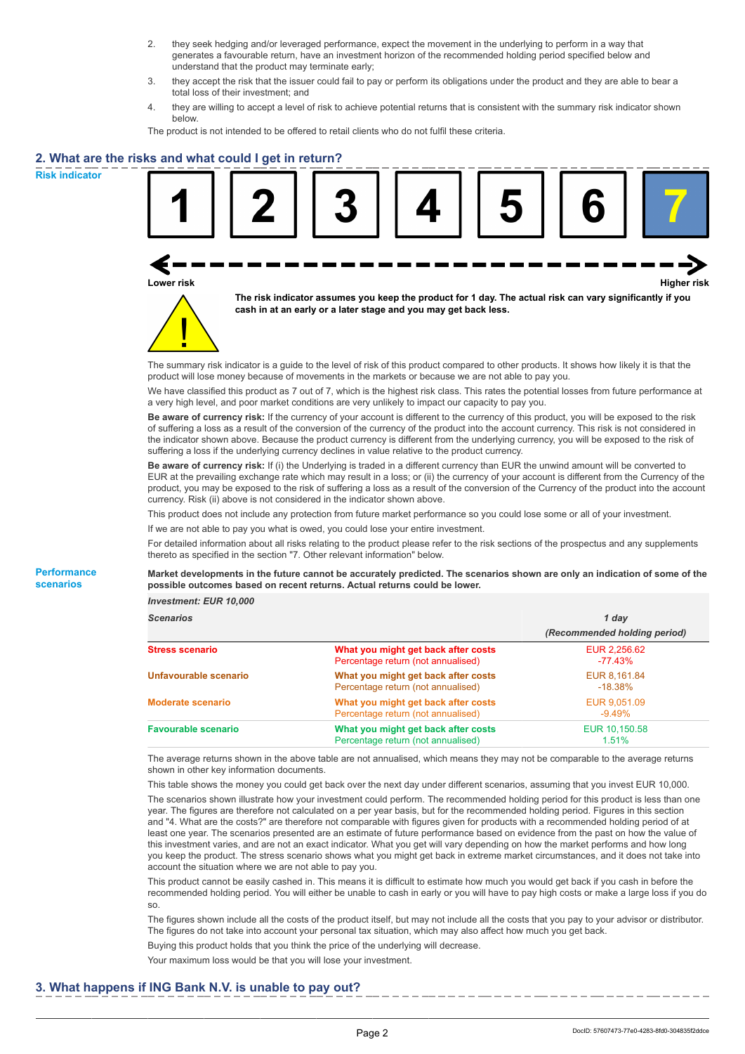2. they seek hedging and/or leveraged performance, expect the movement in the underlying to perform in a way that generates a favourable return, have an investment horizon of the recommended holding period specified below and understand that the product may terminate early;
3. they accept the risk that the issuer could fail to pay or perform its obligations under the product and they are able to bear a total loss of their investment; and
4. they are willing to accept a level of risk to achieve potential returns that is consistent with the summary risk indicator shown below.

The product is not intended to be offered to retail clients who do not fulfil these criteria.

## 2. What are the risks and what could I get in return?

**Risk indicator**

| 1 | 2 | 3 | 4 | 5 | 6 | **7** |
|---|---|---|---|---|---|---|

Lower risk ← → Higher risk

**The risk indicator assumes you keep the product for 1 day. The actual risk can vary significantly if you cash in at an early or a later stage and you may get back less.**

The summary risk indicator is a guide to the level of risk of this product compared to other products. It shows how likely it is that the product will lose money because of movements in the markets or because we are not able to pay you.

We have classified this product as 7 out of 7, which is the highest risk class. This rates the potential losses from future performance at a very high level, and poor market conditions are very unlikely to impact our capacity to pay you.

**Be aware of currency risk:** If the currency of your account is different to the currency of this product, you will be exposed to the risk of suffering a loss as a result of the conversion of the currency of the product into the account currency. This risk is not considered in the indicator shown above. Because the product currency is different from the underlying currency, you will be exposed to the risk of suffering a loss if the underlying currency declines in value relative to the product currency.

**Be aware of currency risk:** If (i) the Underlying is traded in a different currency than EUR the unwind amount will be converted to EUR at the prevailing exchange rate which may result in a loss; or (ii) the currency of your account is different from the Currency of the product, you may be exposed to the risk of suffering a loss as a result of the conversion of the Currency of the product into the account currency. Risk (ii) above is not considered in the indicator shown above.

This product does not include any protection from future market performance so you could lose some or all of your investment.

If we are not able to pay you what is owed, you could lose your entire investment.

For detailed information about all risks relating to the product please refer to the risk sections of the prospectus and any supplements thereto as specified in the section "7. Other relevant information" below.

**Performance scenarios**

**Market developments in the future cannot be accurately predicted. The scenarios shown are only an indication of some of the possible outcomes based on recent returns. Actual returns could be lower.**

*Investment: EUR 10,000*

| *Scenarios* | | *1 day (Recommended holding period)* |
|---|---|---|
| **Stress scenario** | **What you might get back after costs** / Percentage return (not annualised) | EUR 2,256.62 / -77.43% |
| **Unfavourable scenario** | **What you might get back after costs** / Percentage return (not annualised) | EUR 8,161.84 / -18.38% |
| **Moderate scenario** | **What you might get back after costs** / Percentage return (not annualised) | EUR 9,051.09 / -9.49% |
| **Favourable scenario** | **What you might get back after costs** / Percentage return (not annualised) | EUR 10,150.58 / 1.51% |

The average returns shown in the above table are not annualised, which means they may not be comparable to the average returns shown in other key information documents.

This table shows the money you could get back over the next day under different scenarios, assuming that you invest EUR 10,000.

The scenarios shown illustrate how your investment could perform. The recommended holding period for this product is less than one year. The figures are therefore not calculated on a per year basis, but for the recommended holding period. Figures in this section and "4. What are the costs?" are therefore not comparable with figures given for products with a recommended holding period of at least one year. The scenarios presented are an estimate of future performance based on evidence from the past on how the value of this investment varies, and are not an exact indicator. What you get will vary depending on how the market performs and how long you keep the product. The stress scenario shows what you might get back in extreme market circumstances, and it does not take into account the situation where we are not able to pay you.

This product cannot be easily cashed in. This means it is difficult to estimate how much you would get back if you cash in before the recommended holding period. You will either be unable to cash in early or you will have to pay high costs or make a large loss if you do so.

The figures shown include all the costs of the product itself, but may not include all the costs that you pay to your advisor or distributor. The figures do not take into account your personal tax situation, which may also affect how much you get back.

Buying this product holds that you think the price of the underlying will decrease.

Your maximum loss would be that you will lose your investment.

## 3. What happens if ING Bank N.V. is unable to pay out?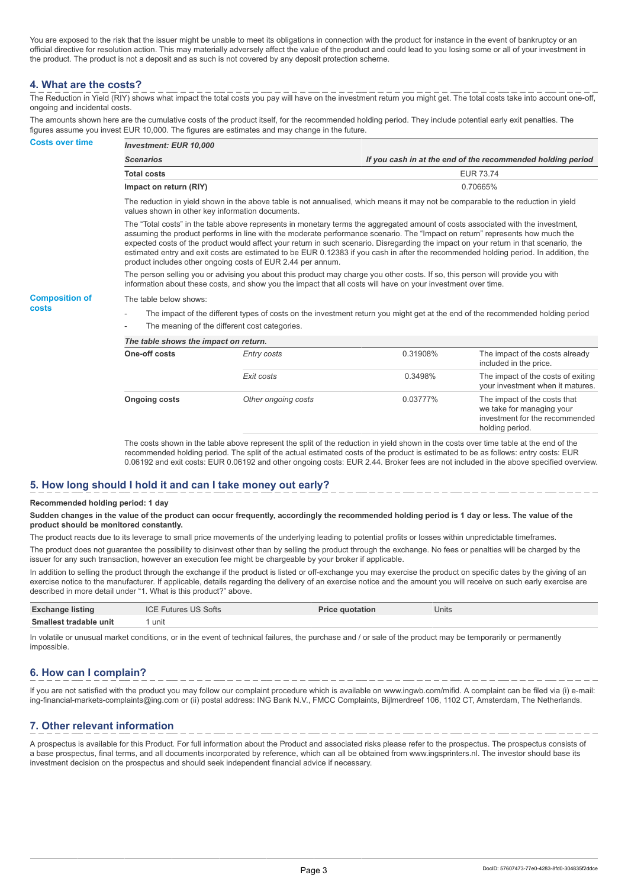You are exposed to the risk that the issuer might be unable to meet its obligations in connection with the product for instance in the event of bankruptcy or an official directive for resolution action. This may materially adversely affect the value of the product and could lead to you losing some or all of your investment in the product. The product is not a deposit and as such is not covered by any deposit protection scheme.

## 4. What are the costs?

The Reduction in Yield (RIY) shows what impact the total costs you pay will have on the investment return you might get. The total costs take into account one-off, ongoing and incidental costs.

The amounts shown here are the cumulative costs of the product itself, for the recommended holding period. They include potential early exit penalties. The figures assume you invest EUR 10,000. The figures are estimates and may change in the future.

### Costs over time

| *Investment: EUR 10,000* | |
|---|---|
| ***Scenarios*** | ***If you cash in at the end of the recommended holding period*** |
| **Total costs** | EUR 73.74 |
| **Impact on return (RIY)** | 0.70665% |

The reduction in yield shown in the above table is not annualised, which means it may not be comparable to the reduction in yield values shown in other key information documents.

The "Total costs" in the table above represents in monetary terms the aggregated amount of costs associated with the investment, assuming the product performs in line with the moderate performance scenario. The "Impact on return" represents how much the expected costs of the product would affect your return in such scenario. Disregarding the impact on your return in that scenario, the estimated entry and exit costs are estimated to be EUR 0.12383 if you cash in after the recommended holding period. In addition, the product includes other ongoing costs of EUR 2.44 per annum.

The person selling you or advising you about this product may charge you other costs. If so, this person will provide you with information about these costs, and show you the impact that all costs will have on your investment over time.

### Composition of costs

The table below shows:

- The impact of the different types of costs on the investment return you might get at the end of the recommended holding period
- The meaning of the different cost categories.

| *The table shows the impact on return.* | | | |
|---|---|---|---|
| **One-off costs** | *Entry costs* | 0.31908% | The impact of the costs already included in the price. |
| | *Exit costs* | 0.3498% | The impact of the costs of exiting your investment when it matures. |
| **Ongoing costs** | *Other ongoing costs* | 0.03777% | The impact of the costs that we take for managing your investment for the recommended holding period. |

The costs shown in the table above represent the split of the reduction in yield shown in the costs over time table at the end of the recommended holding period. The split of the actual estimated costs of the product is estimated to be as follows: entry costs: EUR 0.06192 and exit costs: EUR 0.06192 and other ongoing costs: EUR 2.44. Broker fees are not included in the above specified overview.

## 5. How long should I hold it and can I take money out early?

**Recommended holding period: 1 day**

**Sudden changes in the value of the product can occur frequently, accordingly the recommended holding period is 1 day or less. The value of the product should be monitored constantly.**

The product reacts due to its leverage to small price movements of the underlying leading to potential profits or losses within unpredictable timeframes.

The product does not guarantee the possibility to disinvest other than by selling the product through the exchange. No fees or penalties will be charged by the issuer for any such transaction, however an execution fee might be chargeable by your broker if applicable.

In addition to selling the product through the exchange if the product is listed or off-exchange you may exercise the product on specific dates by the giving of an exercise notice to the manufacturer. If applicable, details regarding the delivery of an exercise notice and the amount you will receive on such early exercise are described in more detail under "1. What is this product?" above.

| | | | |
|---|---|---|---|
| **Exchange listing** | ICE Futures US Softs | **Price quotation** | Units |
| **Smallest tradable unit** | 1 unit | | |

In volatile or unusual market conditions, or in the event of technical failures, the purchase and / or sale of the product may be temporarily or permanently impossible.

## 6. How can I complain?

If you are not satisfied with the product you may follow our complaint procedure which is available on www.ingwb.com/mifid. A complaint can be filed via (i) e-mail: ing-financial-markets-complaints@ing.com or (ii) postal address: ING Bank N.V., FMCC Complaints, Bijlmerdreef 106, 1102 CT, Amsterdam, The Netherlands.

## 7. Other relevant information

A prospectus is available for this Product. For full information about the Product and associated risks please refer to the prospectus. The prospectus consists of a base prospectus, final terms, and all documents incorporated by reference, which can all be obtained from www.ingsprinters.nl. The investor should base its investment decision on the prospectus and should seek independent financial advice if necessary.